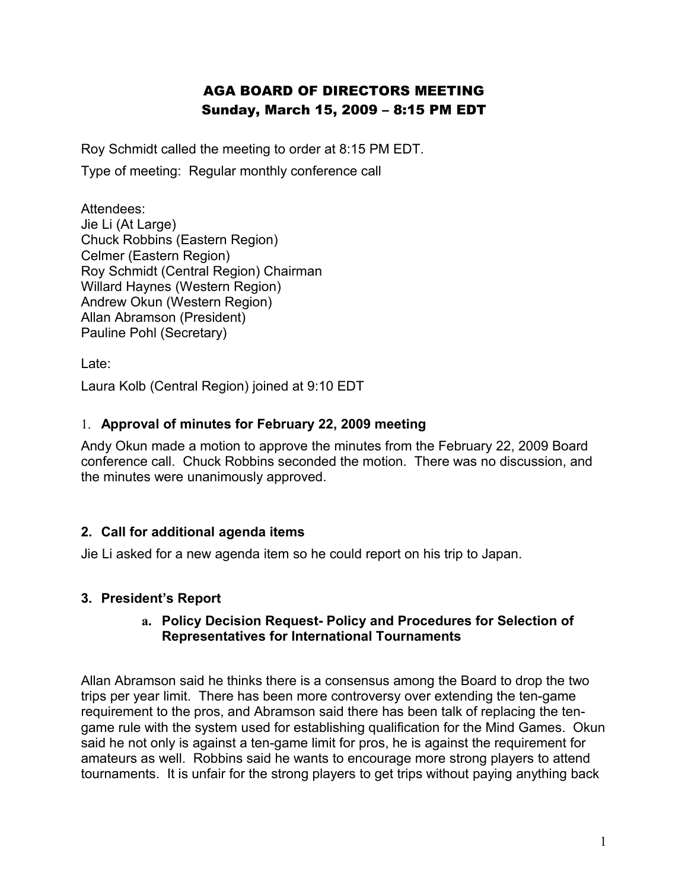# AGA BOARD OF DIRECTORS MEETING
## Sunday, March 15, 2009 – 8:15 PM EDT

Roy Schmidt called the meeting to order at 8:15 PM EDT.

Type of meeting: Regular monthly conference call

Attendees:
Jie Li (At Large)
Chuck Robbins (Eastern Region)
Celmer (Eastern Region)
Roy Schmidt (Central Region) Chairman
Willard Haynes (Western Region)
Andrew Okun (Western Region)
Allan Abramson (President)
Pauline Pohl (Secretary)

Late:

Laura Kolb (Central Region) joined at 9:10 EDT

### 1. Approval of minutes for February 22, 2009 meeting

Andy Okun made a motion to approve the minutes from the February 22, 2009 Board conference call. Chuck Robbins seconded the motion. There was no discussion, and the minutes were unanimously approved.

### 2. Call for additional agenda items

Jie Li asked for a new agenda item so he could report on his trip to Japan.

### 3. President's Report

#### a. Policy Decision Request- Policy and Procedures for Selection of Representatives for International Tournaments

Allan Abramson said he thinks there is a consensus among the Board to drop the two trips per year limit. There has been more controversy over extending the ten-game requirement to the pros, and Abramson said there has been talk of replacing the ten-game rule with the system used for establishing qualification for the Mind Games. Okun said he not only is against a ten-game limit for pros, he is against the requirement for amateurs as well. Robbins said he wants to encourage more strong players to attend tournaments. It is unfair for the strong players to get trips without paying anything back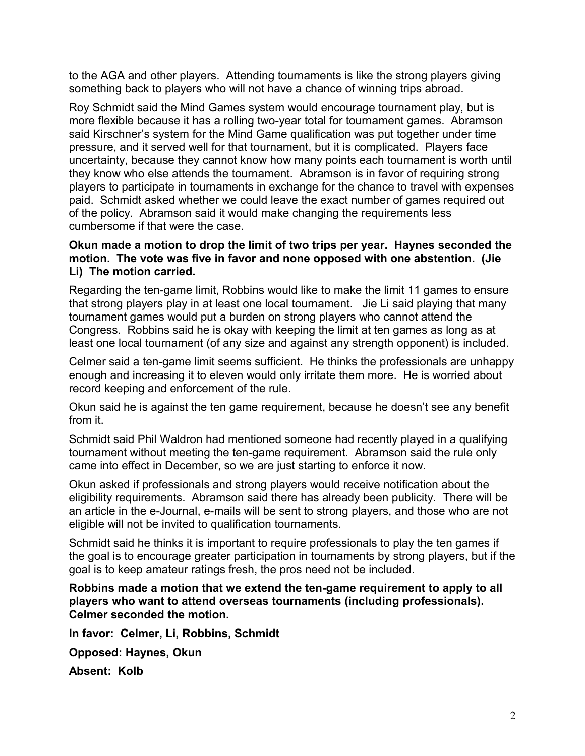to the AGA and other players.  Attending tournaments is like the strong players giving something back to players who will not have a chance of winning trips abroad.

Roy Schmidt said the Mind Games system would encourage tournament play, but is more flexible because it has a rolling two-year total for tournament games.  Abramson said Kirschner's system for the Mind Game qualification was put together under time pressure, and it served well for that tournament, but it is complicated.  Players face uncertainty, because they cannot know how many points each tournament is worth until they know who else attends the tournament.  Abramson is in favor of requiring strong players to participate in tournaments in exchange for the chance to travel with expenses paid.  Schmidt asked whether we could leave the exact number of games required out of the policy.  Abramson said it would make changing the requirements less cumbersome if that were the case.

**Okun made a motion to drop the limit of two trips per year.  Haynes seconded the motion.  The vote was five in favor and none opposed with one abstention.  (Jie Li)  The motion carried.**

Regarding the ten-game limit, Robbins would like to make the limit 11 games to ensure that strong players play in at least one local tournament.   Jie Li said playing that many tournament games would put a burden on strong players who cannot attend the Congress.  Robbins said he is okay with keeping the limit at ten games as long as at least one local tournament (of any size and against any strength opponent) is included.

Celmer said a ten-game limit seems sufficient.  He thinks the professionals are unhappy enough and increasing it to eleven would only irritate them more.  He is worried about record keeping and enforcement of the rule.

Okun said he is against the ten game requirement, because he doesn't see any benefit from it.

Schmidt said Phil Waldron had mentioned someone had recently played in a qualifying tournament without meeting the ten-game requirement.  Abramson said the rule only came into effect in December, so we are just starting to enforce it now.

Okun asked if professionals and strong players would receive notification about the eligibility requirements.  Abramson said there has already been publicity.  There will be an article in the e-Journal, e-mails will be sent to strong players, and those who are not eligible will not be invited to qualification tournaments.

Schmidt said he thinks it is important to require professionals to play the ten games if the goal is to encourage greater participation in tournaments by strong players, but if the goal is to keep amateur ratings fresh, the pros need not be included.

**Robbins made a motion that we extend the ten-game requirement to apply to all players who want to attend overseas tournaments (including professionals). Celmer seconded the motion.**

**In favor:  Celmer, Li, Robbins, Schmidt**

**Opposed: Haynes, Okun**

**Absent:  Kolb**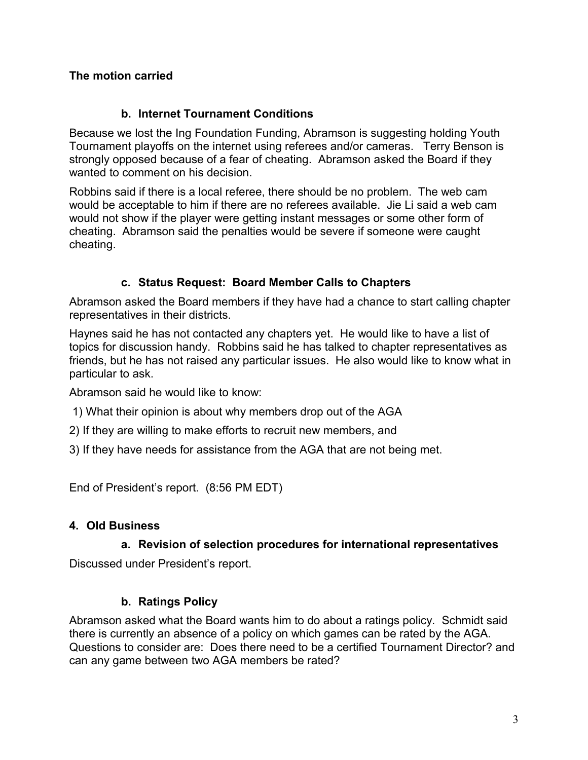**The motion carried**

### b. Internet Tournament Conditions

Because we lost the Ing Foundation Funding, Abramson is suggesting holding Youth Tournament playoffs on the internet using referees and/or cameras. Terry Benson is strongly opposed because of a fear of cheating. Abramson asked the Board if they wanted to comment on his decision.

Robbins said if there is a local referee, there should be no problem. The web cam would be acceptable to him if there are no referees available. Jie Li said a web cam would not show if the player were getting instant messages or some other form of cheating. Abramson said the penalties would be severe if someone were caught cheating.

### c. Status Request: Board Member Calls to Chapters

Abramson asked the Board members if they have had a chance to start calling chapter representatives in their districts.

Haynes said he has not contacted any chapters yet. He would like to have a list of topics for discussion handy. Robbins said he has talked to chapter representatives as friends, but he has not raised any particular issues. He also would like to know what in particular to ask.

Abramson said he would like to know:

1) What their opinion is about why members drop out of the AGA
2) If they are willing to make efforts to recruit new members, and
3) If they have needs for assistance from the AGA that are not being met.

End of President's report. (8:56 PM EDT)

## 4. Old Business

### a. Revision of selection procedures for international representatives

Discussed under President's report.

### b. Ratings Policy

Abramson asked what the Board wants him to do about a ratings policy. Schmidt said there is currently an absence of a policy on which games can be rated by the AGA. Questions to consider are: Does there need to be a certified Tournament Director? and can any game between two AGA members be rated?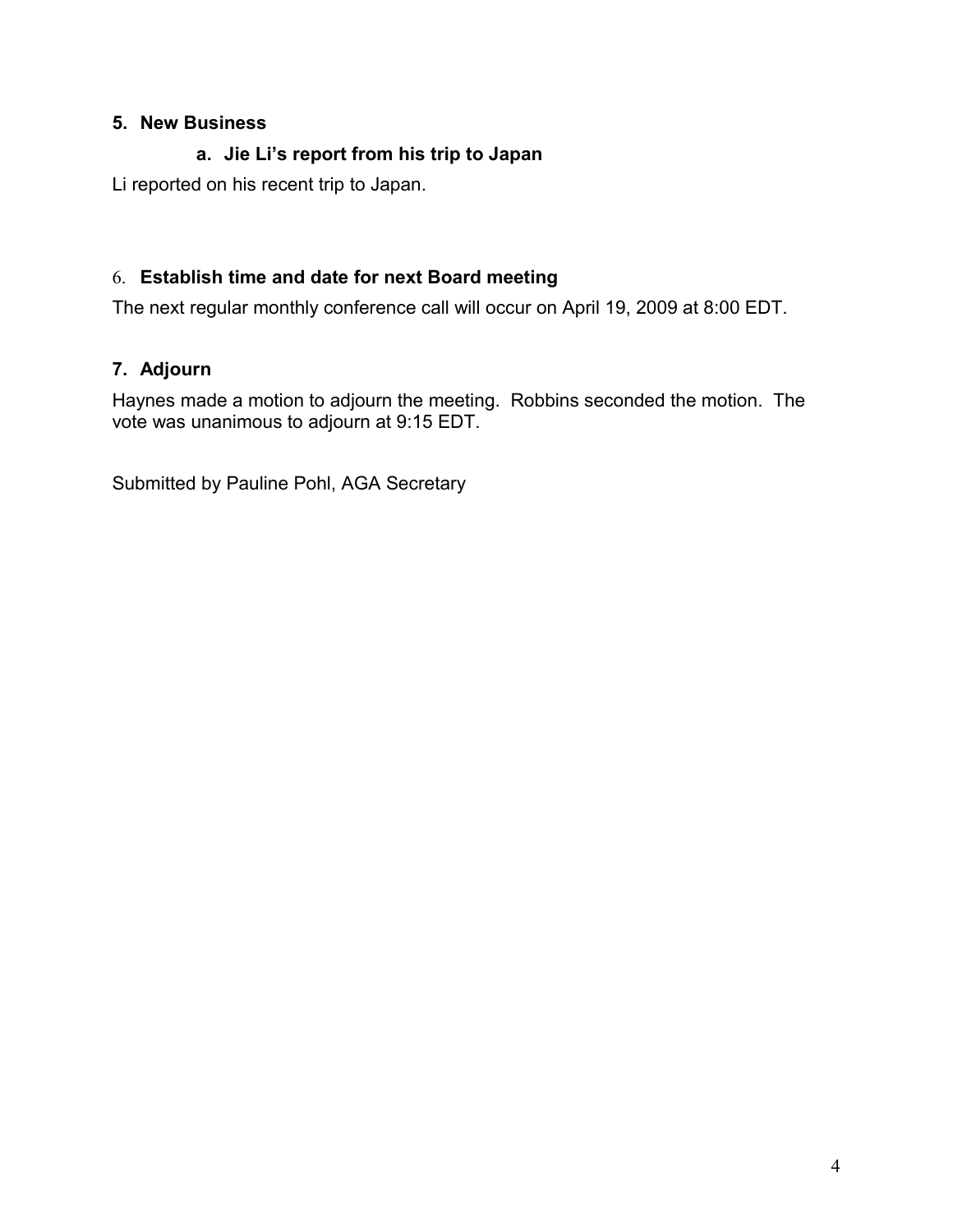**5. New Business**

**a. Jie Li's report from his trip to Japan**

Li reported on his recent trip to Japan.

6. **Establish time and date for next Board meeting**

The next regular monthly conference call will occur on April 19, 2009 at 8:00 EDT.

**7. Adjourn**

Haynes made a motion to adjourn the meeting. Robbins seconded the motion. The vote was unanimous to adjourn at 9:15 EDT.

Submitted by Pauline Pohl, AGA Secretary